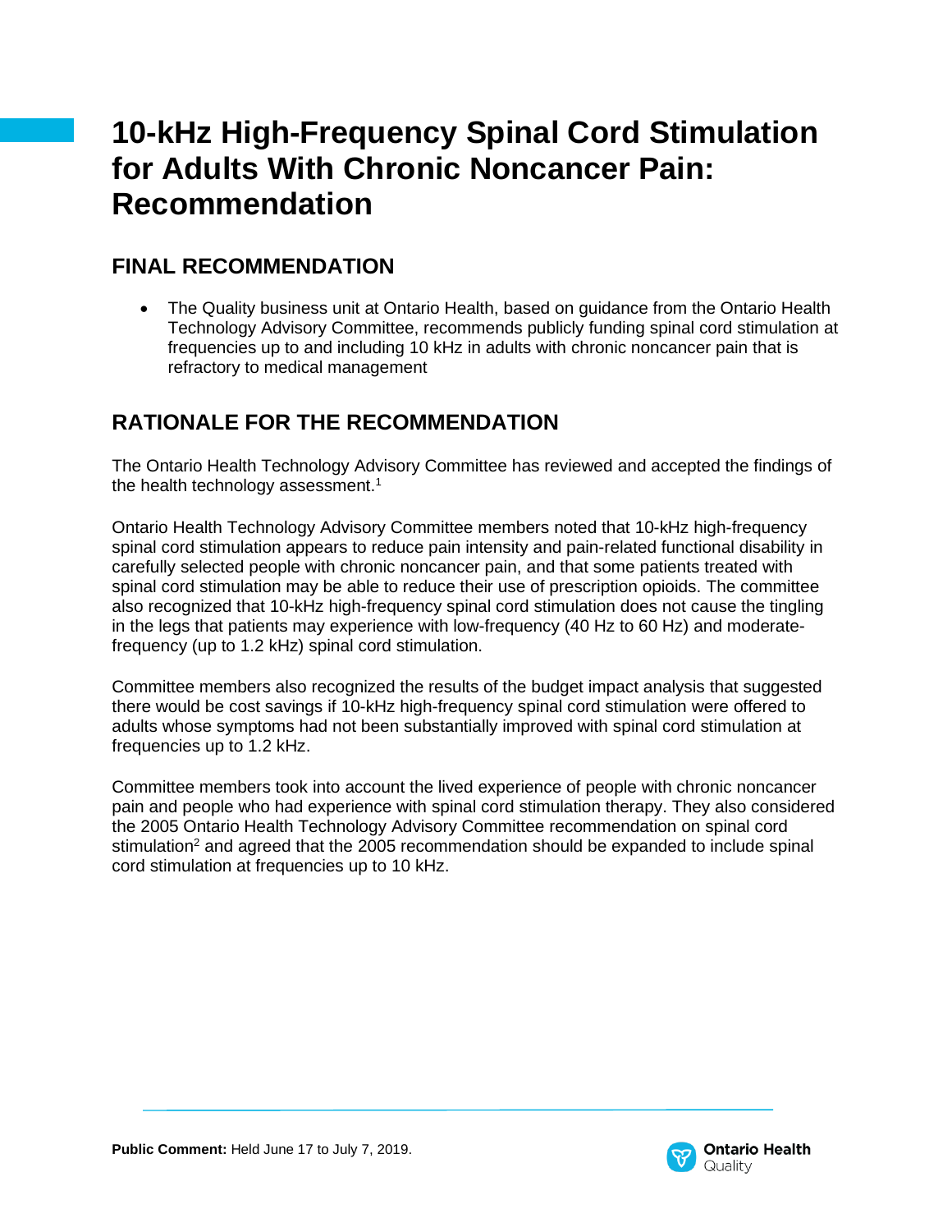# 10-kHz High-Frequency Spinal Cord Stimulation for Adults With Chronic Noncancer Pain: Recommendation

## FINAL RECOMMENDATION

- The Quality business unit at Ontario Health, based on guidance from the Ontario Health Technology Advisory Committee, recommends publicly funding spinal cord stimulation at frequencies up to and including 10 kHz in adults with chronic noncancer pain that is refractory to medical management

## RATIONALE FOR THE RECOMMENDATION

The Ontario Health Technology Advisory Committee has reviewed and accepted the findings of the health technology assessment.[1]

Ontario Health Technology Advisory Committee members noted that 10-kHz high-frequency spinal cord stimulation appears to reduce pain intensity and pain-related functional disability in carefully selected people with chronic noncancer pain, and that some patients treated with spinal cord stimulation may be able to reduce their use of prescription opioids. The committee also recognized that 10-kHz high-frequency spinal cord stimulation does not cause the tingling in the legs that patients may experience with low-frequency (40 Hz to 60 Hz) and moderate-frequency (up to 1.2 kHz) spinal cord stimulation.

Committee members also recognized the results of the budget impact analysis that suggested there would be cost savings if 10-kHz high-frequency spinal cord stimulation were offered to adults whose symptoms had not been substantially improved with spinal cord stimulation at frequencies up to 1.2 kHz.

Committee members took into account the lived experience of people with chronic noncancer pain and people who had experience with spinal cord stimulation therapy. They also considered the 2005 Ontario Health Technology Advisory Committee recommendation on spinal cord stimulation[2] and agreed that the 2005 recommendation should be expanded to include spinal cord stimulation at frequencies up to 10 kHz.

**Public Comment:** Held June 17 to July 7, 2019.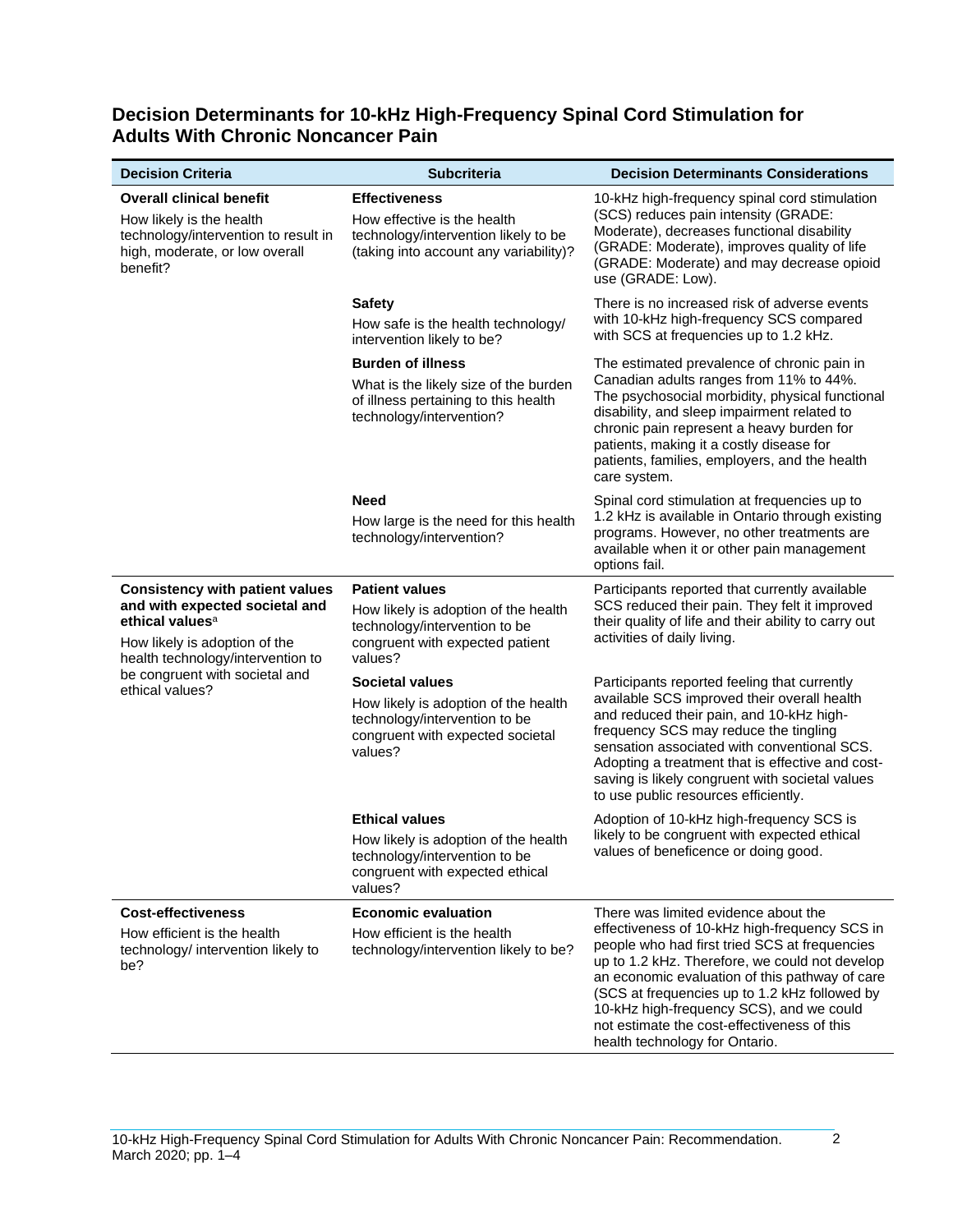## Decision Determinants for 10-kHz High-Frequency Spinal Cord Stimulation for Adults With Chronic Noncancer Pain

| Decision Criteria | Subcriteria | Decision Determinants Considerations |
|---|---|---|
| **Overall clinical benefit**<br>How likely is the health technology/intervention to result in high, moderate, or low overall benefit? | **Effectiveness**<br>How effective is the health technology/intervention likely to be (taking into account any variability)? | 10-kHz high-frequency spinal cord stimulation (SCS) reduces pain intensity (GRADE: Moderate), decreases functional disability (GRADE: Moderate), improves quality of life (GRADE: Moderate) and may decrease opioid use (GRADE: Low). |
| | **Safety**<br>How safe is the health technology/ intervention likely to be? | There is no increased risk of adverse events with 10-kHz high-frequency SCS compared with SCS at frequencies up to 1.2 kHz. |
| | **Burden of illness**<br>What is the likely size of the burden of illness pertaining to this health technology/intervention? | The estimated prevalence of chronic pain in Canadian adults ranges from 11% to 44%. The psychosocial morbidity, physical functional disability, and sleep impairment related to chronic pain represent a heavy burden for patients, making it a costly disease for patients, families, employers, and the health care system. |
| | **Need**<br>How large is the need for this health technology/intervention? | Spinal cord stimulation at frequencies up to 1.2 kHz is available in Ontario through existing programs. However, no other treatments are available when it or other pain management options fail. |
| **Consistency with patient values and with expected societal and ethical values**[a]<br>How likely is adoption of the health technology/intervention to be congruent with societal and ethical values? | **Patient values**<br>How likely is adoption of the health technology/intervention to be congruent with expected patient values? | Participants reported that currently available SCS reduced their pain. They felt it improved their quality of life and their ability to carry out activities of daily living. |
| | **Societal values**<br>How likely is adoption of the health technology/intervention to be congruent with expected societal values? | Participants reported feeling that currently available SCS improved their overall health and reduced their pain, and 10-kHz high-frequency SCS may reduce the tingling sensation associated with conventional SCS. Adopting a treatment that is effective and cost-saving is likely congruent with societal values to use public resources efficiently. |
| | **Ethical values**<br>How likely is adoption of the health technology/intervention to be congruent with expected ethical values? | Adoption of 10-kHz high-frequency SCS is likely to be congruent with expected ethical values of beneficence or doing good. |
| **Cost-effectiveness**<br>How efficient is the health technology/ intervention likely to be? | **Economic evaluation**<br>How efficient is the health technology/intervention likely to be? | There was limited evidence about the effectiveness of 10-kHz high-frequency SCS in people who had first tried SCS at frequencies up to 1.2 kHz. Therefore, we could not develop an economic evaluation of this pathway of care (SCS at frequencies up to 1.2 kHz followed by 10-kHz high-frequency SCS), and we could not estimate the cost-effectiveness of this health technology for Ontario. |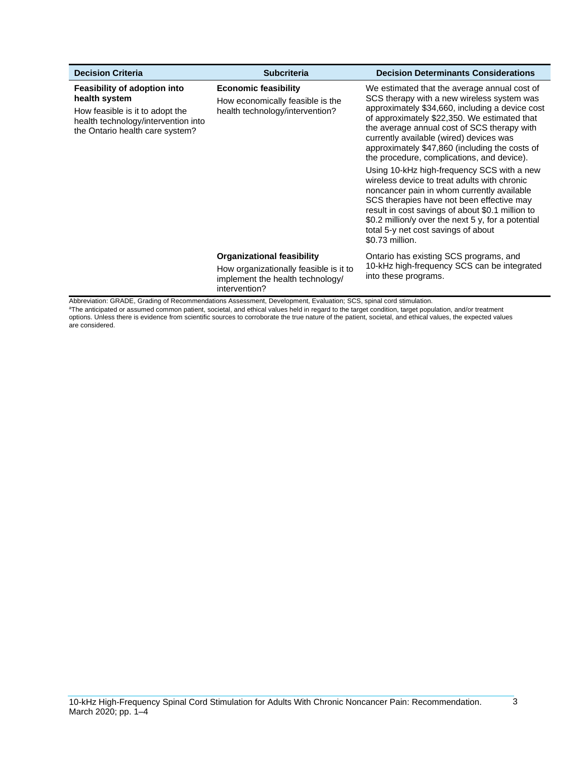| Decision Criteria | Subcriteria | Decision Determinants Considerations |
|---|---|---|
| **Feasibility of adoption into health system**<br>How feasible is it to adopt the health technology/intervention into the Ontario health care system? | **Economic feasibility**<br>How economically feasible is the health technology/intervention? | We estimated that the average annual cost of SCS therapy with a new wireless system was approximately $34,660, including a device cost of approximately $22,350. We estimated that the average annual cost of SCS therapy with currently available (wired) devices was approximately $47,860 (including the costs of the procedure, complications, and device).<br>Using 10-kHz high-frequency SCS with a new wireless device to treat adults with chronic noncancer pain in whom currently available SCS therapies have not been effective may result in cost savings of about $0.1 million to $0.2 million/y over the next 5 y, for a potential total 5-y net cost savings of about $0.73 million. |
| | **Organizational feasibility**<br>How organizationally feasible is it to implement the health technology/ intervention? | Ontario has existing SCS programs, and 10-kHz high-frequency SCS can be integrated into these programs. |

Abbreviation: GRADE, Grading of Recommendations Assessment, Development, Evaluation; SCS, spinal cord stimulation.

[a]The anticipated or assumed common patient, societal, and ethical values held in regard to the target condition, target population, and/or treatment options. Unless there is evidence from scientific sources to corroborate the true nature of the patient, societal, and ethical values, the expected values are considered.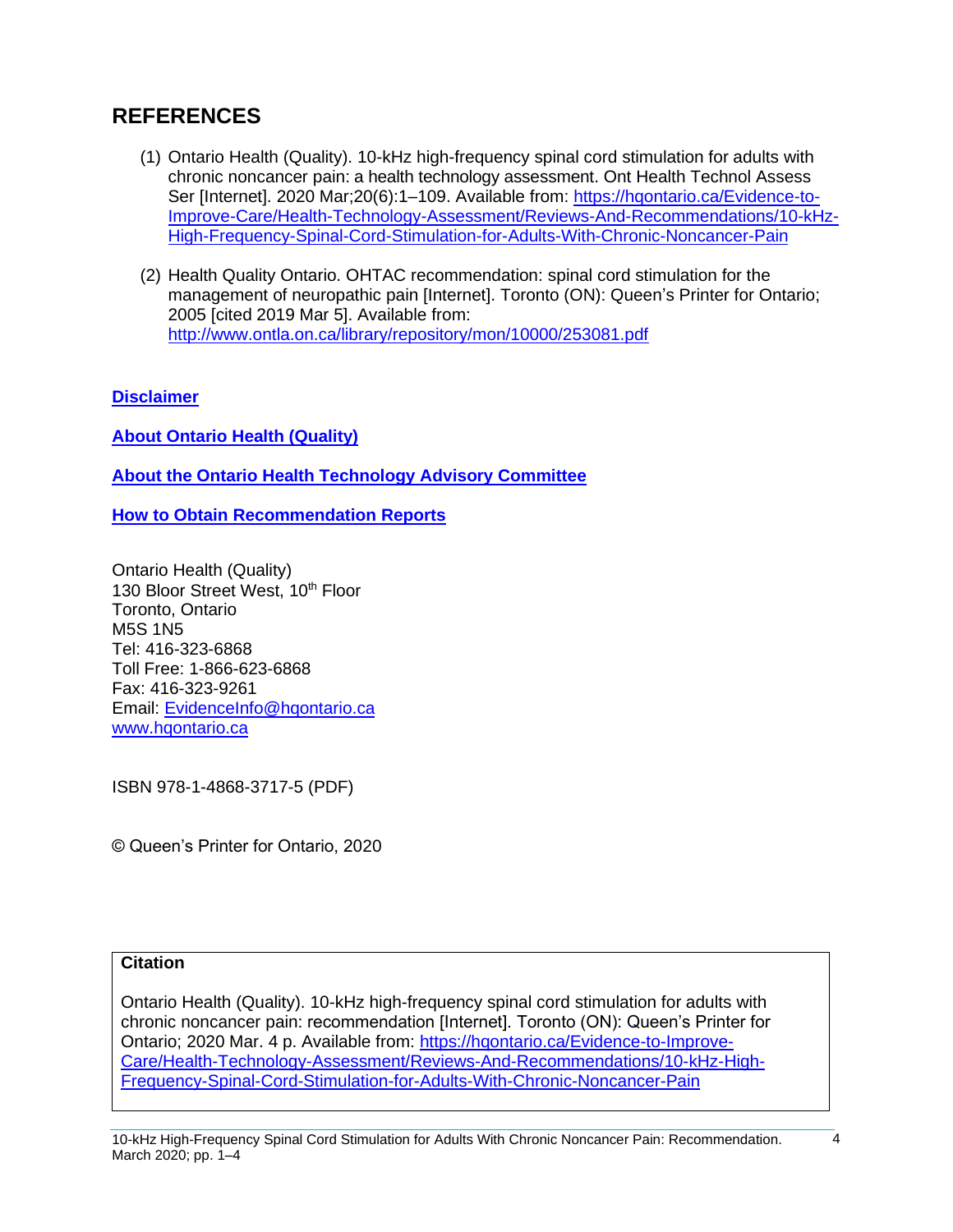## REFERENCES

(1) Ontario Health (Quality). 10-kHz high-frequency spinal cord stimulation for adults with chronic noncancer pain: a health technology assessment. Ont Health Technol Assess Ser [Internet]. 2020 Mar;20(6):1–109. Available from: https://hqontario.ca/Evidence-to-Improve-Care/Health-Technology-Assessment/Reviews-And-Recommendations/10-kHz-High-Frequency-Spinal-Cord-Stimulation-for-Adults-With-Chronic-Noncancer-Pain

(2) Health Quality Ontario. OHTAC recommendation: spinal cord stimulation for the management of neuropathic pain [Internet]. Toronto (ON): Queen's Printer for Ontario; 2005 [cited 2019 Mar 5]. Available from: http://www.ontla.on.ca/library/repository/mon/10000/253081.pdf

**Disclaimer**

**About Ontario Health (Quality)**

**About the Ontario Health Technology Advisory Committee**

**How to Obtain Recommendation Reports**

Ontario Health (Quality)
130 Bloor Street West, 10th Floor
Toronto, Ontario
M5S 1N5
Tel: 416-323-6868
Toll Free: 1-866-623-6868
Fax: 416-323-9261
Email: EvidenceInfo@hqontario.ca
www.hqontario.ca

ISBN 978-1-4868-3717-5 (PDF)

© Queen's Printer for Ontario, 2020

**Citation**

Ontario Health (Quality). 10-kHz high-frequency spinal cord stimulation for adults with chronic noncancer pain: recommendation [Internet]. Toronto (ON): Queen's Printer for Ontario; 2020 Mar. 4 p. Available from: https://hqontario.ca/Evidence-to-Improve-Care/Health-Technology-Assessment/Reviews-And-Recommendations/10-kHz-High-Frequency-Spinal-Cord-Stimulation-for-Adults-With-Chronic-Noncancer-Pain